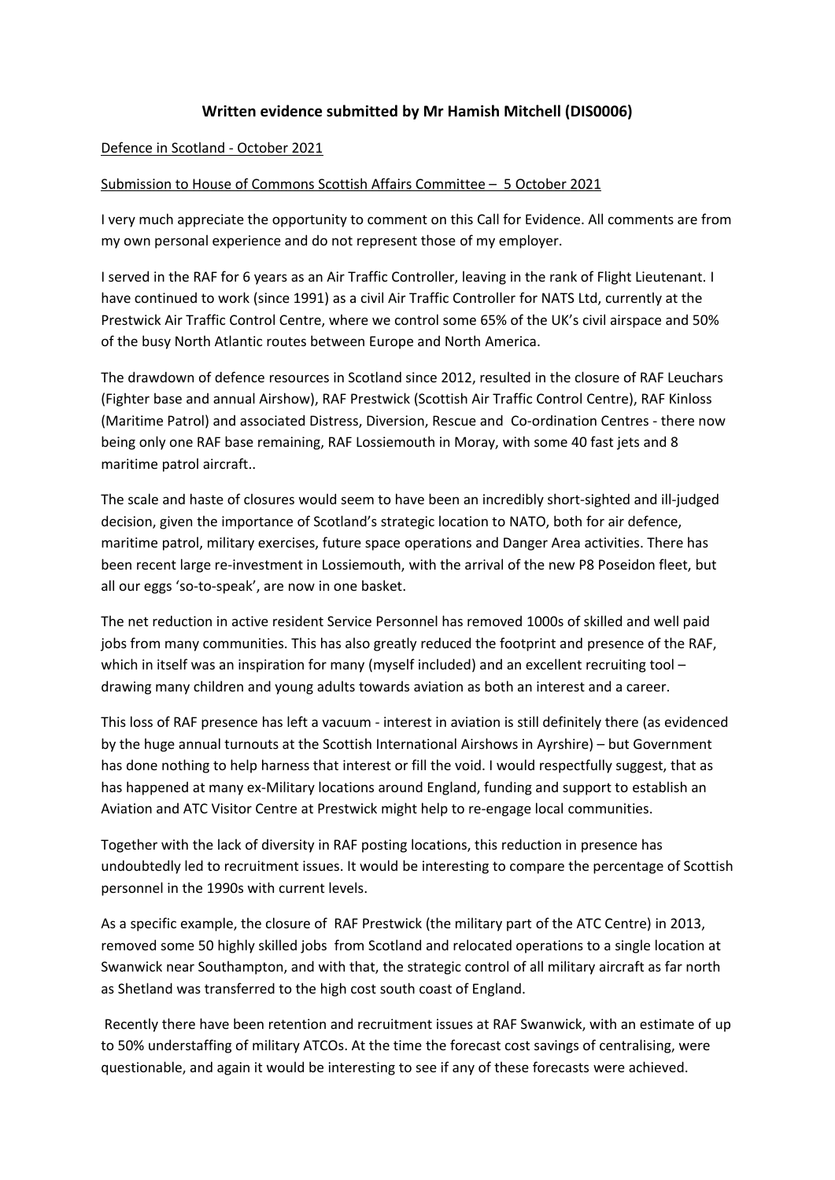**Written evidence submitted by Mr Hamish Mitchell (DIS0006)**

Defence in Scotland - October 2021

Submission to House of Commons Scottish Affairs Committee – 5 October 2021

I very much appreciate the opportunity to comment on this Call for Evidence. All comments are from my own personal experience and do not represent those of my employer.

I served in the RAF for 6 years as an Air Traffic Controller, leaving in the rank of Flight Lieutenant. I have continued to work (since 1991) as a civil Air Traffic Controller for NATS Ltd, currently at the Prestwick Air Traffic Control Centre, where we control some 65% of the UK's civil airspace and 50% of the busy North Atlantic routes between Europe and North America.

The drawdown of defence resources in Scotland since 2012, resulted in the closure of RAF Leuchars (Fighter base and annual Airshow), RAF Prestwick (Scottish Air Traffic Control Centre), RAF Kinloss (Maritime Patrol) and associated Distress, Diversion, Rescue and Co-ordination Centres - there now being only one RAF base remaining, RAF Lossiemouth in Moray, with some 40 fast jets and 8 maritime patrol aircraft..

The scale and haste of closures would seem to have been an incredibly short-sighted and ill-judged decision, given the importance of Scotland's strategic location to NATO, both for air defence, maritime patrol, military exercises, future space operations and Danger Area activities. There has been recent large re-investment in Lossiemouth, with the arrival of the new P8 Poseidon fleet, but all our eggs 'so-to-speak', are now in one basket.

The net reduction in active resident Service Personnel has removed 1000s of skilled and well paid jobs from many communities. This has also greatly reduced the footprint and presence of the RAF, which in itself was an inspiration for many (myself included) and an excellent recruiting tool – drawing many children and young adults towards aviation as both an interest and a career.

This loss of RAF presence has left a vacuum - interest in aviation is still definitely there (as evidenced by the huge annual turnouts at the Scottish International Airshows in Ayrshire) – but Government has done nothing to help harness that interest or fill the void. I would respectfully suggest, that as has happened at many ex-Military locations around England, funding and support to establish an Aviation and ATC Visitor Centre at Prestwick might help to re-engage local communities.

Together with the lack of diversity in RAF posting locations, this reduction in presence has undoubtedly led to recruitment issues. It would be interesting to compare the percentage of Scottish personnel in the 1990s with current levels.

As a specific example, the closure of RAF Prestwick (the military part of the ATC Centre) in 2013, removed some 50 highly skilled jobs from Scotland and relocated operations to a single location at Swanwick near Southampton, and with that, the strategic control of all military aircraft as far north as Shetland was transferred to the high cost south coast of England.

Recently there have been retention and recruitment issues at RAF Swanwick, with an estimate of up to 50% understaffing of military ATCOs. At the time the forecast cost savings of centralising, were questionable, and again it would be interesting to see if any of these forecasts were achieved.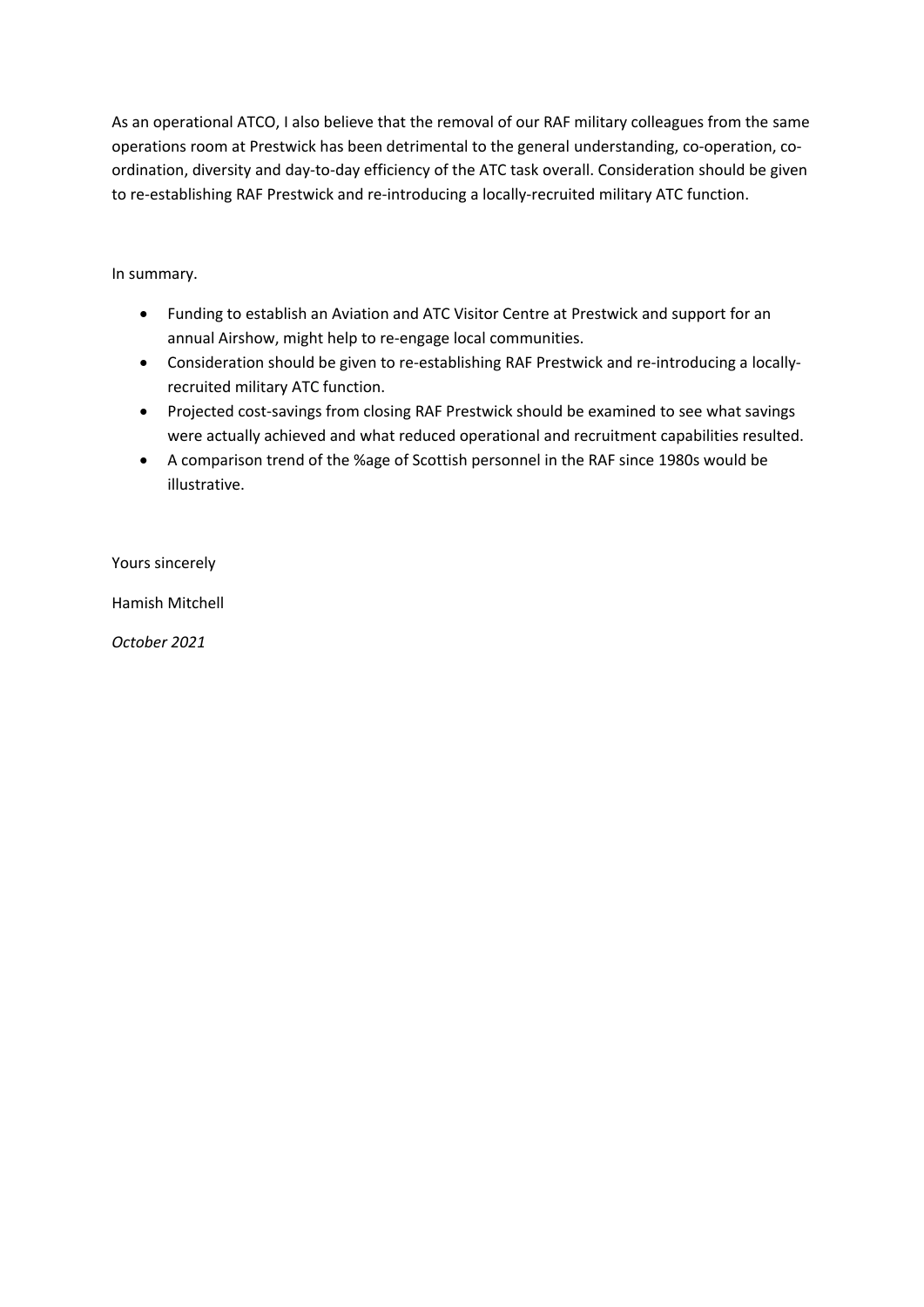As an operational ATCO, I also believe that the removal of our RAF military colleagues from the same operations room at Prestwick has been detrimental to the general understanding, co-operation, co-ordination, diversity and day-to-day efficiency of the ATC task overall. Consideration should be given to re-establishing RAF Prestwick and re-introducing a locally-recruited military ATC function.

In summary.

- Funding to establish an Aviation and ATC Visitor Centre at Prestwick and support for an annual Airshow, might help to re-engage local communities.
- Consideration should be given to re-establishing RAF Prestwick and re-introducing a locally-recruited military ATC function.
- Projected cost-savings from closing RAF Prestwick should be examined to see what savings were actually achieved and what reduced operational and recruitment capabilities resulted.
- A comparison trend of the %age of Scottish personnel in the RAF since 1980s would be illustrative.

Yours sincerely

Hamish Mitchell

*October 2021*